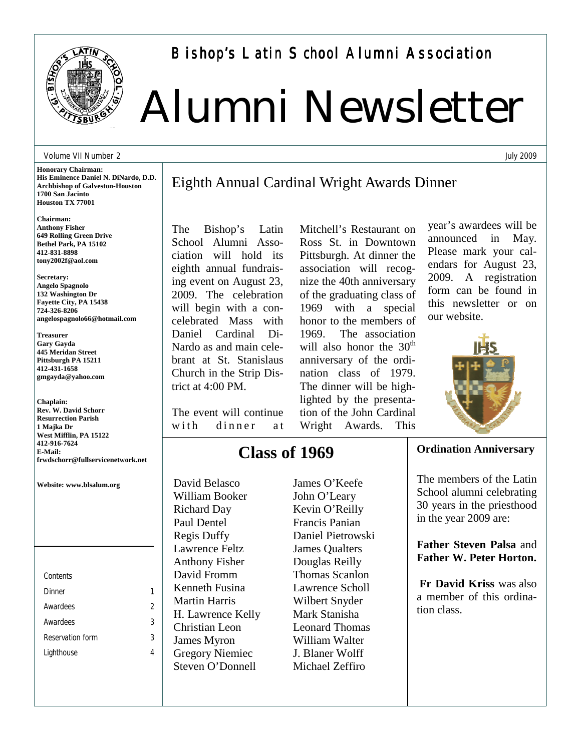# Bishop's Latin School Alumni Association

# Alumni Newsletter

Volume VII Number 2 — July 2009

**Honorary Chairman:**
**His Eminence Daniel N. DiNardo, D.D.**
**Archbishop of Galveston-Houston**
**1700 San Jacinto**
**Houston TX 77001**

**Chairman:**
**Anthony Fisher**
**649 Rolling Green Drive**
**Bethel Park, PA 15102**
**412-831-8898**
**tony2002f@aol.com**

**Secretary:**
**Angelo Spagnolo**
**132 Washington Dr**
**Fayette City, PA 15438**
**724-326-8206**
**angelospagnolo66@hotmail.com**

**Treasurer**
**Gary Gayda**
**445 Meridan Street**
**Pittsburgh PA 15211**
**412-431-1658**
**gmgayda@yahoo.com**

**Chaplain:**
**Rev. W. David Schorr**
**Resurrection Parish**
**1 Majka Dr**
**West Mifflin, PA 15122**
**412-916-7624**
**E-Mail:**
**frwdschorr@fullservicenetwork.net**

**Website: www.blsalum.org**

| Contents | |
|---|---|
| Dinner | 1 |
| Awardees | 2 |
| Awardees | 3 |
| Reservation form | 3 |
| Lighthouse | 4 |

## Eighth Annual Cardinal Wright Awards Dinner

The Bishop's Latin School Alumni Association will hold its eighth annual fundraising event on August 23, 2009. The celebration will begin with a concelebrated Mass with Daniel Cardinal DiNardo as and main celebrant at St. Stanislaus Church in the Strip District at 4:00 PM.

The event will continue with dinner at Mitchell's Restaurant on Ross St. in Downtown Pittsburgh. At dinner the association will recognize the 40th anniversary of the graduating class of 1969 with a special honor to the members of 1969. The association will also honor the 30th anniversary of the ordination class of 1979. The dinner will be highlighted by the presentation of the John Cardinal Wright Awards. This year's awardees will be announced in May. Please mark your calendars for August 23, 2009. A registration form can be found in this newsletter or on our website.

## Class of 1969

David Belasco
William Booker
Richard Day
Paul Dentel
Regis Duffy
Lawrence Feltz
Anthony Fisher
David Fromm
Kenneth Fusina
Martin Harris
H. Lawrence Kelly
Christian Leon
James Myron
Gregory Niemiec
Steven O'Donnell
James O'Keefe
John O'Leary
Kevin O'Reilly
Francis Panian
Daniel Pietrowski
James Qualters
Douglas Reilly
Thomas Scanlon
Lawrence Scholl
Wilbert Snyder
Mark Stanisha
Leonard Thomas
William Walter
J. Blaner Wolff
Michael Zeffiro

### Ordination Anniversary

The members of the Latin School alumni celebrating 30 years in the priesthood in the year 2009 are:

**Father Steven Palsa** and **Father W. Peter Horton.**

**Fr David Kriss** was also a member of this ordination class.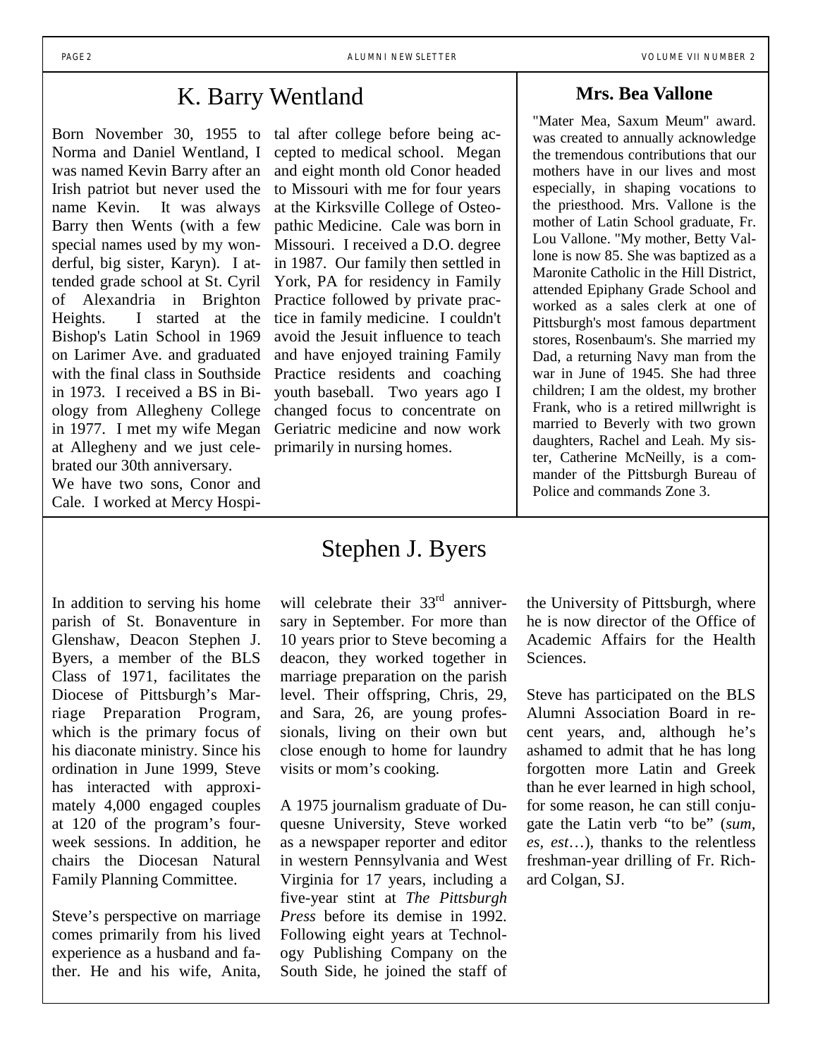## K. Barry Wentland

Born November 30, 1955 to Norma and Daniel Wentland, I was named Kevin Barry after an Irish patriot but never used the name Kevin. It was always Barry then Wents (with a few special names used by my wonderful, big sister, Karyn). I attended grade school at St. Cyril of Alexandria in Brighton Heights. I started at the Bishop's Latin School in 1969 on Larimer Ave. and graduated with the final class in Southside in 1973. I received a BS in Biology from Allegheny College in 1977. I met my wife Megan at Allegheny and we just celebrated our 30th anniversary.

We have two sons, Conor and Cale. I worked at Mercy Hospital after college before being accepted to medical school. Megan and eight month old Conor headed to Missouri with me for four years at the Kirksville College of Osteopathic Medicine. Cale was born in Missouri. I received a D.O. degree in 1987. Our family then settled in York, PA for residency in Family Practice followed by private practice in family medicine. I couldn't avoid the Jesuit influence to teach and have enjoyed training Family Practice residents and coaching youth baseball. Two years ago I changed focus to concentrate on Geriatric medicine and now work primarily in nursing homes.

## Mrs. Bea Vallone

"Mater Mea, Saxum Meum" award. was created to annually acknowledge the tremendous contributions that our mothers have in our lives and most especially, in shaping vocations to the priesthood. Mrs. Vallone is the mother of Latin School graduate, Fr. Lou Vallone. "My mother, Betty Vallone is now 85. She was baptized as a Maronite Catholic in the Hill District, attended Epiphany Grade School and worked as a sales clerk at one of Pittsburgh's most famous department stores, Rosenbaum's. She married my Dad, a returning Navy man from the war in June of 1945. She had three children; I am the oldest, my brother Frank, who is a retired millwright is married to Beverly with two grown daughters, Rachel and Leah. My sister, Catherine McNeilly, is a commander of the Pittsburgh Bureau of Police and commands Zone 3.

## Stephen J. Byers

In addition to serving his home parish of St. Bonaventure in Glenshaw, Deacon Stephen J. Byers, a member of the BLS Class of 1971, facilitates the Diocese of Pittsburgh's Marriage Preparation Program, which is the primary focus of his diaconate ministry. Since his ordination in June 1999, Steve has interacted with approximately 4,000 engaged couples at 120 of the program's four-week sessions. In addition, he chairs the Diocesan Natural Family Planning Committee.

Steve's perspective on marriage comes primarily from his lived experience as a husband and father. He and his wife, Anita, will celebrate their 33rd anniversary in September. For more than 10 years prior to Steve becoming a deacon, they worked together in marriage preparation on the parish level. Their offspring, Chris, 29, and Sara, 26, are young professionals, living on their own but close enough to home for laundry visits or mom's cooking.

A 1975 journalism graduate of Duquesne University, Steve worked as a newspaper reporter and editor in western Pennsylvania and West Virginia for 17 years, including a five-year stint at *The Pittsburgh Press* before its demise in 1992. Following eight years at Technology Publishing Company on the South Side, he joined the staff of the University of Pittsburgh, where he is now director of the Office of Academic Affairs for the Health Sciences.

Steve has participated on the BLS Alumni Association Board in recent years, and, although he's ashamed to admit that he has long forgotten more Latin and Greek than he ever learned in high school, for some reason, he can still conjugate the Latin verb "to be" (*sum, es, est*…), thanks to the relentless freshman-year drilling of Fr. Richard Colgan, SJ.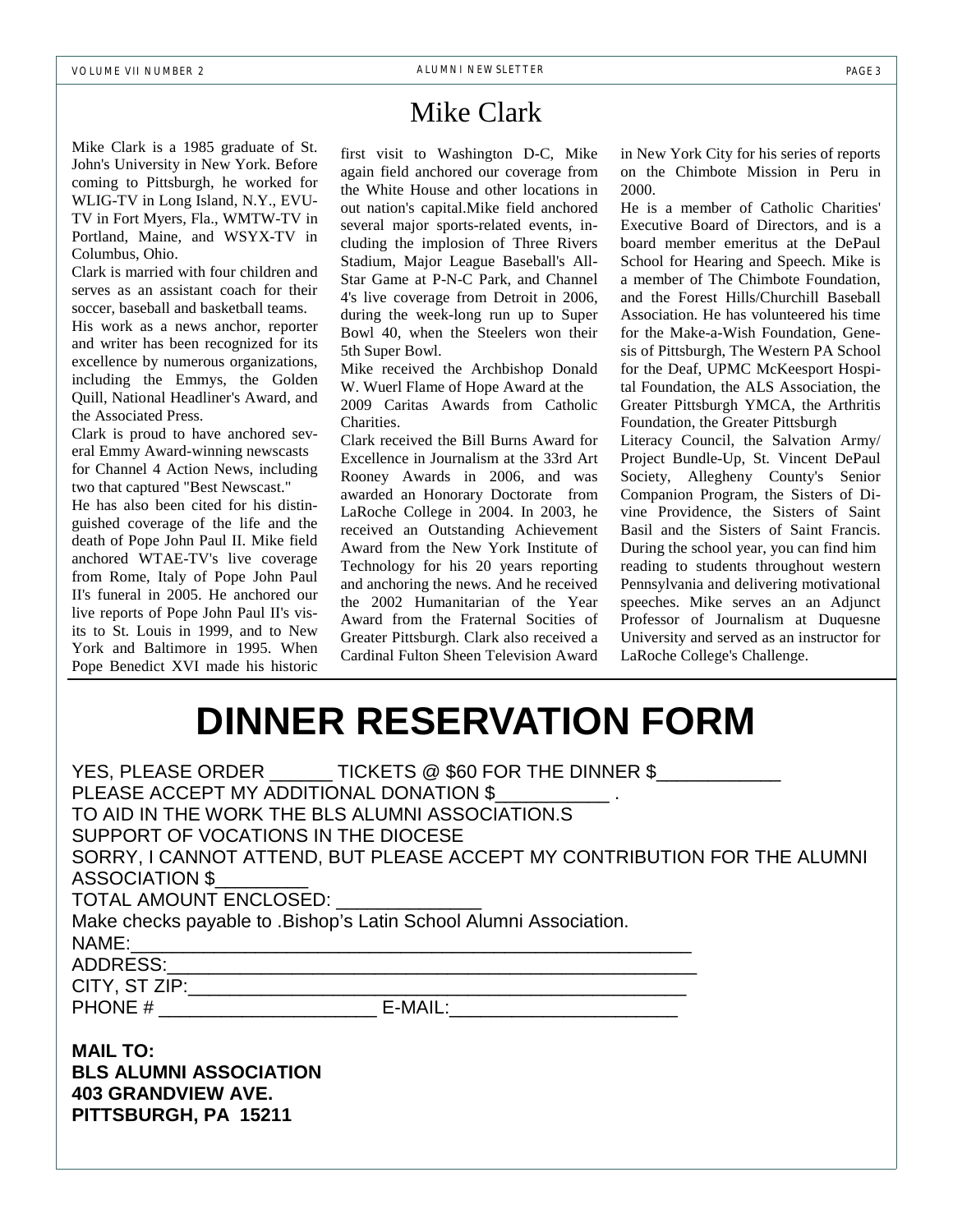# Mike Clark

Mike Clark is a 1985 graduate of St. John's University in New York. Before coming to Pittsburgh, he worked for WLIG-TV in Long Island, N.Y., EVU-TV in Fort Myers, Fla., WMTW-TV in Portland, Maine, and WSYX-TV in Columbus, Ohio.

Clark is married with four children and serves as an assistant coach for their soccer, baseball and basketball teams.

His work as a news anchor, reporter and writer has been recognized for its excellence by numerous organizations, including the Emmys, the Golden Quill, National Headliner's Award, and the Associated Press.

Clark is proud to have anchored several Emmy Award-winning newscasts for Channel 4 Action News, including two that captured "Best Newscast."

He has also been cited for his distinguished coverage of the life and the death of Pope John Paul II. Mike field anchored WTAE-TV's live coverage from Rome, Italy of Pope John Paul II's funeral in 2005. He anchored our live reports of Pope John Paul II's visits to St. Louis in 1999, and to New York and Baltimore in 1995. When Pope Benedict XVI made his historic first visit to Washington D-C, Mike again field anchored our coverage from the White House and other locations in out nation's capital.Mike field anchored several major sports-related events, including the implosion of Three Rivers Stadium, Major League Baseball's All-Star Game at P-N-C Park, and Channel 4's live coverage from Detroit in 2006, during the week-long run up to Super Bowl 40, when the Steelers won their 5th Super Bowl.

Mike received the Archbishop Donald W. Wuerl Flame of Hope Award at the 2009 Caritas Awards from Catholic Charities.

Clark received the Bill Burns Award for Excellence in Journalism at the 33rd Art Rooney Awards in 2006, and was awarded an Honorary Doctorate from LaRoche College in 2004. In 2003, he received an Outstanding Achievement Award from the New York Institute of Technology for his 20 years reporting and anchoring the news. And he received the 2002 Humanitarian of the Year Award from the Fraternal Socities of Greater Pittsburgh. Clark also received a Cardinal Fulton Sheen Television Award in New York City for his series of reports on the Chimbote Mission in Peru in 2000.

He is a member of Catholic Charities' Executive Board of Directors, and is a board member emeritus at the DePaul School for Hearing and Speech. Mike is a member of The Chimbote Foundation, and the Forest Hills/Churchill Baseball Association. He has volunteered his time for the Make-a-Wish Foundation, Genesis of Pittsburgh, The Western PA School for the Deaf, UPMC McKeesport Hospital Foundation, the ALS Association, the Greater Pittsburgh YMCA, the Arthritis Foundation, the Greater Pittsburgh Literacy Council, the Salvation Army/ Project Bundle-Up, St. Vincent DePaul Society, Allegheny County's Senior Companion Program, the Sisters of Divine Providence, the Sisters of Saint Basil and the Sisters of Saint Francis. During the school year, you can find him reading to students throughout western Pennsylvania and delivering motivational speeches. Mike serves an an Adjunct Professor of Journalism at Duquesne University and served as an instructor for LaRoche College's Challenge.

# DINNER RESERVATION FORM

YES, PLEASE ORDER ______ TICKETS @ $60 FOR THE DINNER $____________
PLEASE ACCEPT MY ADDITIONAL DONATION $___________ .
TO AID IN THE WORK THE BLS ALUMNI ASSOCIATION.S
SUPPORT OF VOCATIONS IN THE DIOCESE
SORRY, I CANNOT ATTEND, BUT PLEASE ACCEPT MY CONTRIBUTION FOR THE ALUMNI ASSOCIATION $_________
TOTAL AMOUNT ENCLOSED: ______________
Make checks payable to .Bishop's Latin School Alumni Association.
NAME:________________________________________________________
ADDRESS:_____________________________________________________
CITY, ST ZIP:__________________________________________________
PHONE # _____________________ E-MAIL:______________________

**MAIL TO:**
**BLS ALUMNI ASSOCIATION**
**403 GRANDVIEW AVE.**
**PITTSBURGH, PA 15211**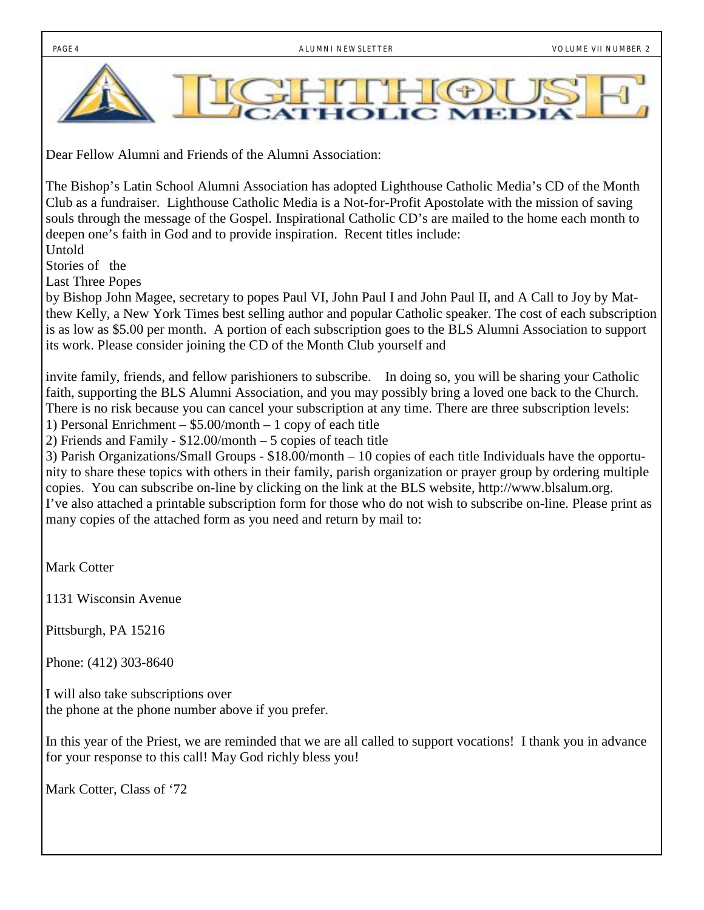Dear Fellow Alumni and Friends of the Alumni Association:

The Bishop's Latin School Alumni Association has adopted Lighthouse Catholic Media's CD of the Month Club as a fundraiser. Lighthouse Catholic Media is a Not-for-Profit Apostolate with the mission of saving souls through the message of the Gospel. Inspirational Catholic CD's are mailed to the home each month to deepen one's faith in God and to provide inspiration. Recent titles include:

Untold
Stories of the
Last Three Popes

by Bishop John Magee, secretary to popes Paul VI, John Paul I and John Paul II, and A Call to Joy by Matthew Kelly, a New York Times best selling author and popular Catholic speaker. The cost of each subscription is as low as $5.00 per month. A portion of each subscription goes to the BLS Alumni Association to support its work. Please consider joining the CD of the Month Club yourself and

invite family, friends, and fellow parishioners to subscribe. In doing so, you will be sharing your Catholic faith, supporting the BLS Alumni Association, and you may possibly bring a loved one back to the Church. There is no risk because you can cancel your subscription at any time. There are three subscription levels:

1) Personal Enrichment – $5.00/month – 1 copy of each title
2) Friends and Family - $12.00/month – 5 copies of teach title
3) Parish Organizations/Small Groups - $18.00/month – 10 copies of each title Individuals have the opportunity to share these topics with others in their family, parish organization or prayer group by ordering multiple copies. You can subscribe on-line by clicking on the link at the BLS website, http://www.blsalum.org.

I've also attached a printable subscription form for those who do not wish to subscribe on-line. Please print as many copies of the attached form as you need and return by mail to:

Mark Cotter

1131 Wisconsin Avenue

Pittsburgh, PA 15216

Phone: (412) 303-8640

I will also take subscriptions over
the phone at the phone number above if you prefer.

In this year of the Priest, we are reminded that we are all called to support vocations! I thank you in advance for your response to this call! May God richly bless you!

Mark Cotter, Class of '72